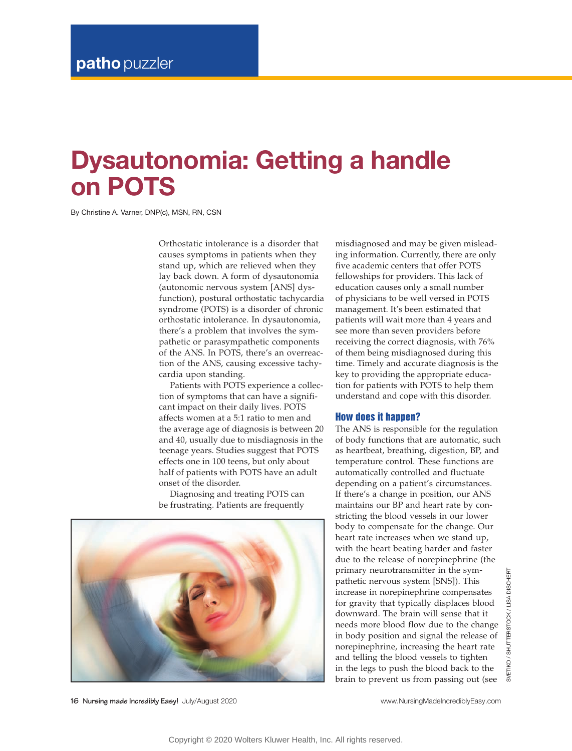patho puzzler

# Dysautonomia: Getting a handle on POTS

By Christine A. Varner, DNP(c), MSN, RN, CSN

Orthostatic intolerance is a disorder that causes symptoms in patients when they stand up, which are relieved when they lay back down. A form of dysautonomia (autonomic nervous system [ANS] dysfunction), postural orthostatic tachycardia syndrome (POTS) is a disorder of chronic orthostatic intolerance. In dysautonomia, there's a problem that involves the sympathetic or parasympathetic components of the ANS. In POTS, there's an overreaction of the ANS, causing excessive tachycardia upon standing.

Patients with POTS experience a collection of symptoms that can have a significant impact on their daily lives. POTS affects women at a 5:1 ratio to men and the average age of diagnosis is between 20 and 40, usually due to misdiagnosis in the teenage years. Studies suggest that POTS effects one in 100 teens, but only about half of patients with POTS have an adult onset of the disorder.

Diagnosing and treating POTS can be frustrating. Patients are frequently misdiagnosed and may be given misleading information. Currently, there are only five academic centers that offer POTS fellowships for providers. This lack of education causes only a small number of physicians to be well versed in POTS management. It's been estimated that patients will wait more than 4 years and see more than seven providers before receiving the correct diagnosis, with 76% of them being misdiagnosed during this time. Timely and accurate diagnosis is the key to providing the appropriate education for patients with POTS to help them understand and cope with this disorder.

## How does it happen?

The ANS is responsible for the regulation of body functions that are automatic, such as heartbeat, breathing, digestion, BP, and temperature control. These functions are automatically controlled and fluctuate depending on a patient's circumstances. If there's a change in position, our ANS maintains our BP and heart rate by constricting the blood vessels in our lower body to compensate for the change. Our heart rate increases when we stand up, with the heart beating harder and faster due to the release of norepinephrine (the primary neurotransmitter in the sympathetic nervous system [SNS]). This increase in norepinephrine compensates for gravity that typically displaces blood downward. The brain will sense that it needs more blood flow due to the change in body position and signal the release of norepinephrine, increasing the heart rate and telling the blood vessels to tighten in the legs to push the blood back to the brain to prevent us from passing out (see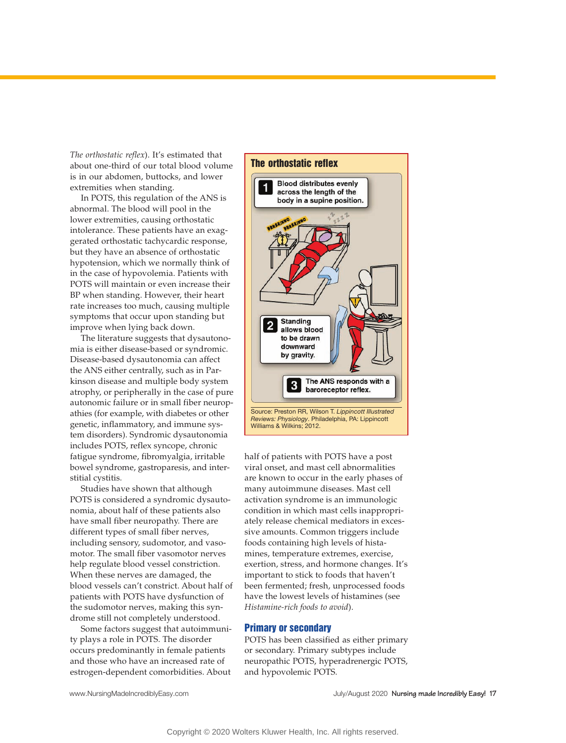*The orthostatic reflex*). It's estimated that about one-third of our total blood volume is in our abdomen, buttocks, and lower extremities when standing.

In POTS, this regulation of the ANS is abnormal. The blood will pool in the lower extremities, causing orthostatic intolerance. These patients have an exaggerated orthostatic tachycardic response, but they have an absence of orthostatic hypotension, which we normally think of in the case of hypovolemia. Patients with POTS will maintain or even increase their BP when standing. However, their heart rate increases too much, causing multiple symptoms that occur upon standing but improve when lying back down.

The literature suggests that dysautonomia is either disease-based or syndromic. Disease-based dysautonomia can affect the ANS either centrally, such as in Parkinson disease and multiple body system atrophy, or peripherally in the case of pure autonomic failure or in small fiber neuropathies (for example, with diabetes or other genetic, inflammatory, and immune system disorders). Syndromic dysautonomia includes POTS, reflex syncope, chronic fatigue syndrome, fibromyalgia, irritable bowel syndrome, gastroparesis, and interstitial cystitis.

Studies have shown that although POTS is considered a syndromic dysautonomia, about half of these patients also have small fiber neuropathy. There are different types of small fiber nerves, including sensory, sudomotor, and vasomotor. The small fiber vasomotor nerves help regulate blood vessel constriction. When these nerves are damaged, the blood vessels can't constrict. About half of patients with POTS have dysfunction of the sudomotor nerves, making this syndrome still not completely understood.

Some factors suggest that autoimmunity plays a role in POTS. The disorder occurs predominantly in female patients and those who have an increased rate of estrogen-dependent comorbidities. About half of patients with POTS have a post viral onset, and mast cell abnormalities are known to occur in the early phases of many autoimmune diseases. Mast cell activation syndrome is an immunologic condition in which mast cells inappropriately release chemical mediators in excessive amounts. Common triggers include foods containing high levels of histamines, temperature extremes, exercise, exertion, stress, and hormone changes. It's important to stick to foods that haven't been fermented; fresh, unprocessed foods have the lowest levels of histamines (see *Histamine-rich foods to avoid*).

**The orthostatic reflex**

1. Blood distributes evenly across the length of the body in a supine position.
2. Standing allows blood to be drawn downward by gravity.
3. The ANS responds with a baroreceptor reflex.

Source: Preston RR, Wilson T. *Lippincott Illustrated Reviews: Physiology*. Philadelphia, PA: Lippincott Williams & Wilkins; 2012.

## Primary or secondary

POTS has been classified as either primary or secondary. Primary subtypes include neuropathic POTS, hyperadrenergic POTS, and hypovolemic POTS.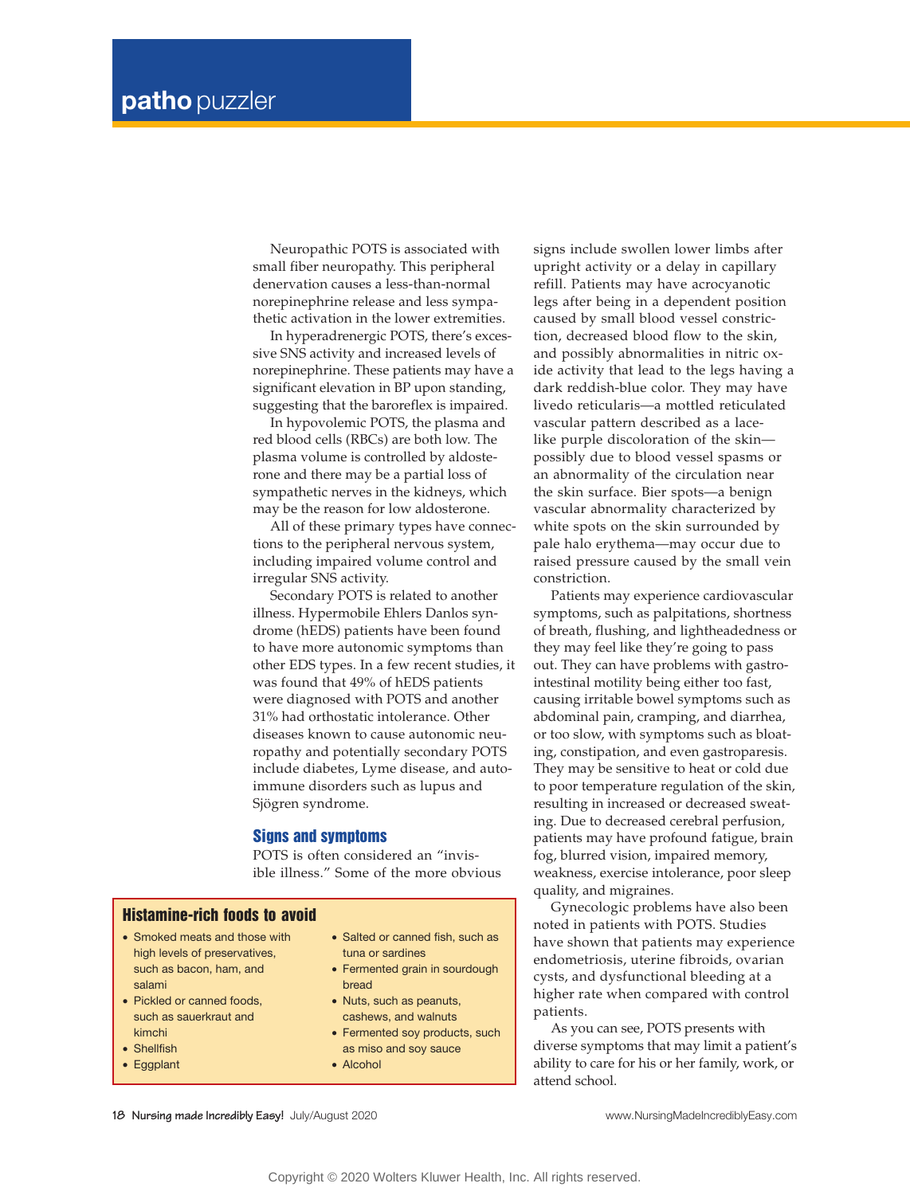Neuropathic POTS is associated with small fiber neuropathy. This peripheral denervation causes a less-than-normal norepinephrine release and less sympathetic activation in the lower extremities.

In hyperadrenergic POTS, there's excessive SNS activity and increased levels of norepinephrine. These patients may have a significant elevation in BP upon standing, suggesting that the baroreflex is impaired.

In hypovolemic POTS, the plasma and red blood cells (RBCs) are both low. The plasma volume is controlled by aldosterone and there may be a partial loss of sympathetic nerves in the kidneys, which may be the reason for low aldosterone.

All of these primary types have connections to the peripheral nervous system, including impaired volume control and irregular SNS activity.

Secondary POTS is related to another illness. Hypermobile Ehlers Danlos syndrome (hEDS) patients have been found to have more autonomic symptoms than other EDS types. In a few recent studies, it was found that 49% of hEDS patients were diagnosed with POTS and another 31% had orthostatic intolerance. Other diseases known to cause autonomic neuropathy and potentially secondary POTS include diabetes, Lyme disease, and autoimmune disorders such as lupus and Sjögren syndrome.

## Signs and symptoms

POTS is often considered an "invisible illness." Some of the more obvious signs include swollen lower limbs after upright activity or a delay in capillary refill. Patients may have acrocyanotic legs after being in a dependent position caused by small blood vessel constriction, decreased blood flow to the skin, and possibly abnormalities in nitric oxide activity that lead to the legs having a dark reddish-blue color. They may have livedo reticularis—a mottled reticulated vascular pattern described as a lace-like purple discoloration of the skin—possibly due to blood vessel spasms or an abnormality of the circulation near the skin surface. Bier spots—a benign vascular abnormality characterized by white spots on the skin surrounded by pale halo erythema—may occur due to raised pressure caused by the small vein constriction.

Patients may experience cardiovascular symptoms, such as palpitations, shortness of breath, flushing, and lightheadedness or they may feel like they're going to pass out. They can have problems with gastrointestinal motility being either too fast, causing irritable bowel symptoms such as abdominal pain, cramping, and diarrhea, or too slow, with symptoms such as bloating, constipation, and even gastroparesis. They may be sensitive to heat or cold due to poor temperature regulation of the skin, resulting in increased or decreased sweating. Due to decreased cerebral perfusion, patients may have profound fatigue, brain fog, blurred vision, impaired memory, weakness, exercise intolerance, poor sleep quality, and migraines.

Gynecologic problems have also been noted in patients with POTS. Studies have shown that patients may experience endometriosis, uterine fibroids, ovarian cysts, and dysfunctional bleeding at a higher rate when compared with control patients.

As you can see, POTS presents with diverse symptoms that may limit a patient's ability to care for his or her family, work, or attend school.

### Histamine-rich foods to avoid

- Smoked meats and those with high levels of preservatives, such as bacon, ham, and salami
- Pickled or canned foods, such as sauerkraut and kimchi
- Shellfish
- Eggplant
- Salted or canned fish, such as tuna or sardines
- Fermented grain in sourdough bread
- Nuts, such as peanuts, cashews, and walnuts
- Fermented soy products, such as miso and soy sauce
- Alcohol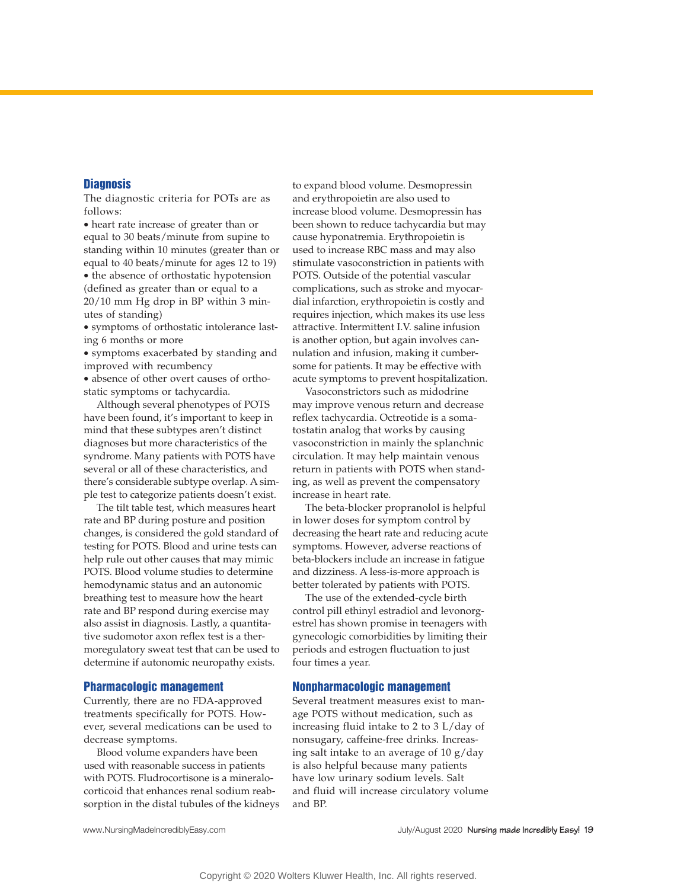## Diagnosis

The diagnostic criteria for POTs are as follows:

- heart rate increase of greater than or equal to 30 beats/minute from supine to standing within 10 minutes (greater than or equal to 40 beats/minute for ages 12 to 19)
- the absence of orthostatic hypotension (defined as greater than or equal to a 20/10 mm Hg drop in BP within 3 minutes of standing)
- symptoms of orthostatic intolerance lasting 6 months or more
- symptoms exacerbated by standing and improved with recumbency
- absence of other overt causes of orthostatic symptoms or tachycardia.

Although several phenotypes of POTS have been found, it's important to keep in mind that these subtypes aren't distinct diagnoses but more characteristics of the syndrome. Many patients with POTS have several or all of these characteristics, and there's considerable subtype overlap. A simple test to categorize patients doesn't exist.

The tilt table test, which measures heart rate and BP during posture and position changes, is considered the gold standard of testing for POTS. Blood and urine tests can help rule out other causes that may mimic POTS. Blood volume studies to determine hemodynamic status and an autonomic breathing test to measure how the heart rate and BP respond during exercise may also assist in diagnosis. Lastly, a quantitative sudomotor axon reflex test is a thermoregulatory sweat test that can be used to determine if autonomic neuropathy exists.

## Pharmacologic management

Currently, there are no FDA-approved treatments specifically for POTS. However, several medications can be used to decrease symptoms.

Blood volume expanders have been used with reasonable success in patients with POTS. Fludrocortisone is a mineralocorticoid that enhances renal sodium reabsorption in the distal tubules of the kidneys to expand blood volume. Desmopressin and erythropoietin are also used to increase blood volume. Desmopressin has been shown to reduce tachycardia but may cause hyponatremia. Erythropoietin is used to increase RBC mass and may also stimulate vasoconstriction in patients with POTS. Outside of the potential vascular complications, such as stroke and myocardial infarction, erythropoietin is costly and requires injection, which makes its use less attractive. Intermittent I.V. saline infusion is another option, but again involves cannulation and infusion, making it cumbersome for patients. It may be effective with acute symptoms to prevent hospitalization.

Vasoconstrictors such as midodrine may improve venous return and decrease reflex tachycardia. Octreotide is a somatostatin analog that works by causing vasoconstriction in mainly the splanchnic circulation. It may help maintain venous return in patients with POTS when standing, as well as prevent the compensatory increase in heart rate.

The beta-blocker propranolol is helpful in lower doses for symptom control by decreasing the heart rate and reducing acute symptoms. However, adverse reactions of beta-blockers include an increase in fatigue and dizziness. A less-is-more approach is better tolerated by patients with POTS.

The use of the extended-cycle birth control pill ethinyl estradiol and levonorgestrel has shown promise in teenagers with gynecologic comorbidities by limiting their periods and estrogen fluctuation to just four times a year.

## Nonpharmacologic management

Several treatment measures exist to manage POTS without medication, such as increasing fluid intake to 2 to 3 L/day of nonsugary, caffeine-free drinks. Increasing salt intake to an average of 10 g/day is also helpful because many patients have low urinary sodium levels. Salt and fluid will increase circulatory volume and BP.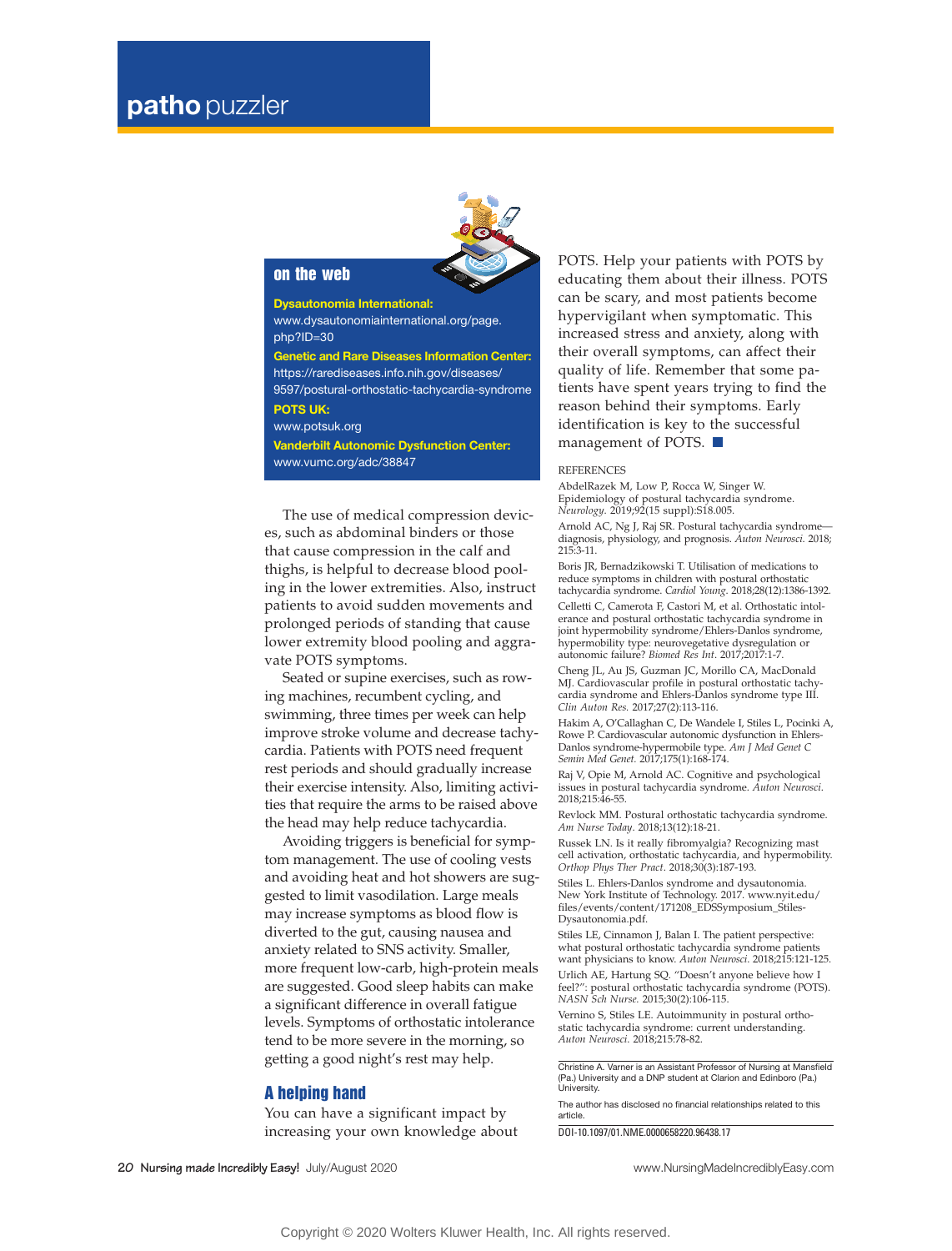## on the web

**Dysautonomia International:**
www.dysautonomiainternational.org/page.php?ID=30

**Genetic and Rare Diseases Information Center:**
https://rarediseases.info.nih.gov/diseases/9597/postural-orthostatic-tachycardia-syndrome

**POTS UK:**
www.potsuk.org

**Vanderbilt Autonomic Dysfunction Center:**
www.vumc.org/adc/38847

The use of medical compression devices, such as abdominal binders or those that cause compression in the calf and thighs, is helpful to decrease blood pooling in the lower extremities. Also, instruct patients to avoid sudden movements and prolonged periods of standing that cause lower extremity blood pooling and aggravate POTS symptoms.

Seated or supine exercises, such as rowing machines, recumbent cycling, and swimming, three times per week can help improve stroke volume and decrease tachycardia. Patients with POTS need frequent rest periods and should gradually increase their exercise intensity. Also, limiting activities that require the arms to be raised above the head may help reduce tachycardia.

Avoiding triggers is beneficial for symptom management. The use of cooling vests and avoiding heat and hot showers are suggested to limit vasodilation. Large meals may increase symptoms as blood flow is diverted to the gut, causing nausea and anxiety related to SNS activity. Smaller, more frequent low-carb, high-protein meals are suggested. Good sleep habits can make a significant difference in overall fatigue levels. Symptoms of orthostatic intolerance tend to be more severe in the morning, so getting a good night's rest may help.

## A helping hand

You can have a significant impact by increasing your own knowledge about POTS. Help your patients with POTS by educating them about their illness. POTS can be scary, and most patients become hypervigilant when symptomatic. This increased stress and anxiety, along with their overall symptoms, can affect their quality of life. Remember that some patients have spent years trying to find the reason behind their symptoms. Early identification is key to the successful management of POTS. ■

REFERENCES

AbdelRazek M, Low P, Rocca W, Singer W. Epidemiology of postural tachycardia syndrome. *Neurology*. 2019;92(15 suppl):S18.005.

Arnold AC, Ng J, Raj SR. Postural tachycardia syndrome—diagnosis, physiology, and prognosis. *Auton Neurosci.* 2018;215:3-11.

Boris JR, Bernadzikowski T. Utilisation of medications to reduce symptoms in children with postural orthostatic tachycardia syndrome. *Cardiol Young*. 2018;28(12):1386-1392.

Celletti C, Camerota F, Castori M, et al. Orthostatic intolerance and postural orthostatic tachycardia syndrome in joint hypermobility syndrome/Ehlers-Danlos syndrome, hypermobility type: neurovegetative dysregulation or autonomic failure? *Biomed Res Int*. 2017;2017:1-7.

Cheng JL, Au JS, Guzman JC, Morillo CA, MacDonald MJ. Cardiovascular profile in postural orthostatic tachycardia syndrome and Ehlers-Danlos syndrome type III. *Clin Auton Res.* 2017;27(2):113-116.

Hakim A, O'Callaghan C, De Wandele I, Stiles L, Pocinki A, Rowe P. Cardiovascular autonomic dysfunction in Ehlers-Danlos syndrome-hypermobile type. *Am J Med Genet C Semin Med Genet.* 2017;175(1):168-174.

Raj V, Opie M, Arnold AC. Cognitive and psychological issues in postural tachycardia syndrome. *Auton Neurosci*. 2018;215:46-55.

Revlock MM. Postural orthostatic tachycardia syndrome. *Am Nurse Today*. 2018;13(12):18-21.

Russek LN. Is it really fibromyalgia? Recognizing mast cell activation, orthostatic tachycardia, and hypermobility. *Orthop Phys Ther Pract*. 2018;30(3):187-193.

Stiles L. Ehlers-Danlos syndrome and dysautonomia. New York Institute of Technology. 2017. www.nyit.edu/files/events/content/171208_EDSSymposium_Stiles-Dysautonomia.pdf.

Stiles LE, Cinnamon J, Balan I. The patient perspective: what postural orthostatic tachycardia syndrome patients want physicians to know. *Auton Neurosci*. 2018;215:121-125.

Urlich AE, Hartung SQ. "Doesn't anyone believe how I feel?": postural orthostatic tachycardia syndrome (POTS). *NASN Sch Nurse*. 2015;30(2):106-115.

Vernino S, Stiles LE. Autoimmunity in postural orthostatic tachycardia syndrome: current understanding. *Auton Neurosci*. 2018;215:78-82.

Christine A. Varner is an Assistant Professor of Nursing at Mansfield (Pa.) University and a DNP student at Clarion and Edinboro (Pa.) University.

The author has disclosed no financial relationships related to this article.

DOI-10.1097/01.NME.0000658220.96438.17